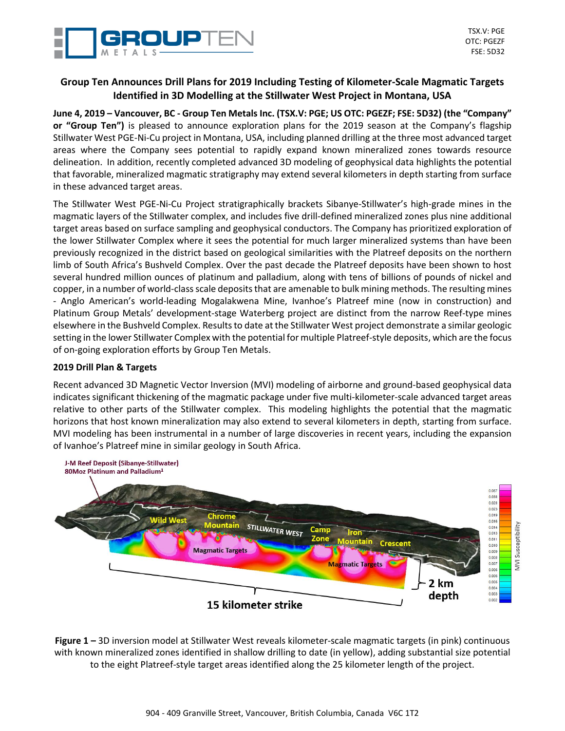# Group Ten Announces Drill Plans for 2019 Including Testing of Kilometer-Scale Magmatic Targets Identified in 3D Modelling at the Stillwater West Project in Montana, USA

**June 4, 2019 – Vancouver, BC - Group Ten Metals Inc. (TSX.V: PGE; US OTC: PGEZF; FSE: 5D32) (the "Company" or "Group Ten")** is pleased to announce exploration plans for the 2019 season at the Company's flagship Stillwater West PGE-Ni-Cu project in Montana, USA, including planned drilling at the three most advanced target areas where the Company sees potential to rapidly expand known mineralized zones towards resource delineation. In addition, recently completed advanced 3D modeling of geophysical data highlights the potential that favorable, mineralized magmatic stratigraphy may extend several kilometers in depth starting from surface in these advanced target areas.

The Stillwater West PGE-Ni-Cu Project stratigraphically brackets Sibanye-Stillwater's high-grade mines in the magmatic layers of the Stillwater complex, and includes five drill-defined mineralized zones plus nine additional target areas based on surface sampling and geophysical conductors. The Company has prioritized exploration of the lower Stillwater Complex where it sees the potential for much larger mineralized systems than have been previously recognized in the district based on geological similarities with the Platreef deposits on the northern limb of South Africa's Bushveld Complex. Over the past decade the Platreef deposits have been shown to host several hundred million ounces of platinum and palladium, along with tens of billions of pounds of nickel and copper, in a number of world-class scale deposits that are amenable to bulk mining methods. The resulting mines - Anglo American's world-leading Mogalakwena Mine, Ivanhoe's Platreef mine (now in construction) and Platinum Group Metals' development-stage Waterberg project are distinct from the narrow Reef-type mines elsewhere in the Bushveld Complex. Results to date at the Stillwater West project demonstrate a similar geologic setting in the lower Stillwater Complex with the potential for multiple Platreef-style deposits, which are the focus of on-going exploration efforts by Group Ten Metals.

## 2019 Drill Plan & Targets

Recent advanced 3D Magnetic Vector Inversion (MVI) modeling of airborne and ground-based geophysical data indicates significant thickening of the magmatic package under five multi-kilometer-scale advanced target areas relative to other parts of the Stillwater complex. This modeling highlights the potential that the magmatic horizons that host known mineralization may also extend to several kilometers in depth, starting from surface. MVI modeling has been instrumental in a number of large discoveries in recent years, including the expansion of Ivanhoe's Platreef mine in similar geology in South Africa.

**Figure 1 –** 3D inversion model at Stillwater West reveals kilometer-scale magmatic targets (in pink) continuous with known mineralized zones identified in shallow drilling to date (in yellow), adding substantial size potential to the eight Platreef-style target areas identified along the 25 kilometer length of the project.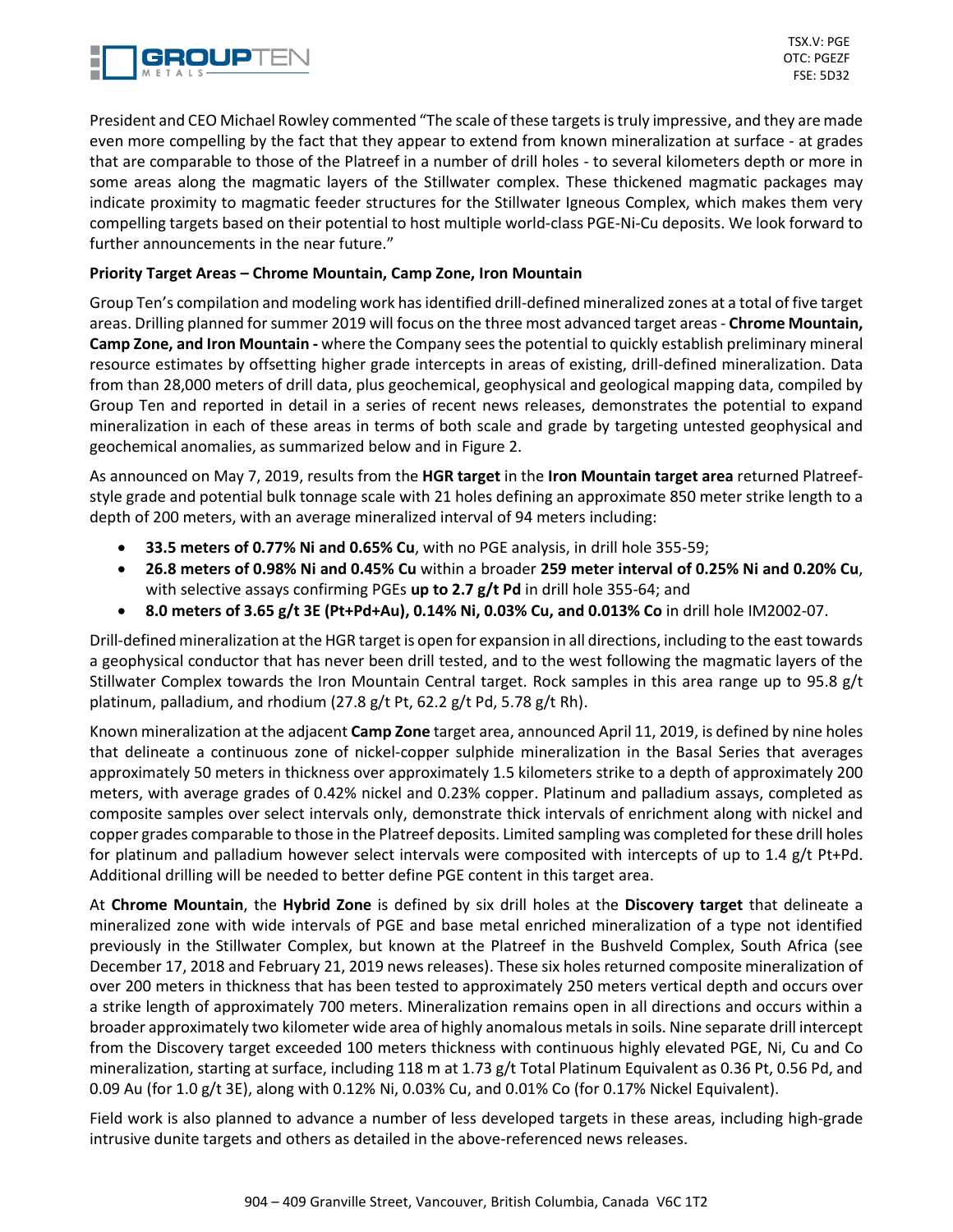President and CEO Michael Rowley commented "The scale of these targets is truly impressive, and they are made even more compelling by the fact that they appear to extend from known mineralization at surface - at grades that are comparable to those of the Platreef in a number of drill holes - to several kilometers depth or more in some areas along the magmatic layers of the Stillwater complex. These thickened magmatic packages may indicate proximity to magmatic feeder structures for the Stillwater Igneous Complex, which makes them very compelling targets based on their potential to host multiple world-class PGE-Ni-Cu deposits. We look forward to further announcements in the near future."

**Priority Target Areas – Chrome Mountain, Camp Zone, Iron Mountain**

Group Ten's compilation and modeling work has identified drill-defined mineralized zones at a total of five target areas. Drilling planned for summer 2019 will focus on the three most advanced target areas - **Chrome Mountain, Camp Zone, and Iron Mountain -** where the Company sees the potential to quickly establish preliminary mineral resource estimates by offsetting higher grade intercepts in areas of existing, drill-defined mineralization. Data from than 28,000 meters of drill data, plus geochemical, geophysical and geological mapping data, compiled by Group Ten and reported in detail in a series of recent news releases, demonstrates the potential to expand mineralization in each of these areas in terms of both scale and grade by targeting untested geophysical and geochemical anomalies, as summarized below and in Figure 2.

As announced on May 7, 2019, results from the **HGR target** in the **Iron Mountain target area** returned Platreef-style grade and potential bulk tonnage scale with 21 holes defining an approximate 850 meter strike length to a depth of 200 meters, with an average mineralized interval of 94 meters including:

- **33.5 meters of 0.77% Ni and 0.65% Cu**, with no PGE analysis, in drill hole 355-59;
- **26.8 meters of 0.98% Ni and 0.45% Cu** within a broader **259 meter interval of 0.25% Ni and 0.20% Cu**, with selective assays confirming PGEs **up to 2.7 g/t Pd** in drill hole 355-64; and
- **8.0 meters of 3.65 g/t 3E (Pt+Pd+Au), 0.14% Ni, 0.03% Cu, and 0.013% Co** in drill hole IM2002-07.

Drill-defined mineralization at the HGR target is open for expansion in all directions, including to the east towards a geophysical conductor that has never been drill tested, and to the west following the magmatic layers of the Stillwater Complex towards the Iron Mountain Central target. Rock samples in this area range up to 95.8 g/t platinum, palladium, and rhodium (27.8 g/t Pt, 62.2 g/t Pd, 5.78 g/t Rh).

Known mineralization at the adjacent **Camp Zone** target area, announced April 11, 2019, is defined by nine holes that delineate a continuous zone of nickel-copper sulphide mineralization in the Basal Series that averages approximately 50 meters in thickness over approximately 1.5 kilometers strike to a depth of approximately 200 meters, with average grades of 0.42% nickel and 0.23% copper. Platinum and palladium assays, completed as composite samples over select intervals only, demonstrate thick intervals of enrichment along with nickel and copper grades comparable to those in the Platreef deposits. Limited sampling was completed for these drill holes for platinum and palladium however select intervals were composited with intercepts of up to 1.4 g/t Pt+Pd. Additional drilling will be needed to better define PGE content in this target area.

At **Chrome Mountain**, the **Hybrid Zone** is defined by six drill holes at the **Discovery target** that delineate a mineralized zone with wide intervals of PGE and base metal enriched mineralization of a type not identified previously in the Stillwater Complex, but known at the Platreef in the Bushveld Complex, South Africa (see December 17, 2018 and February 21, 2019 news releases). These six holes returned composite mineralization of over 200 meters in thickness that has been tested to approximately 250 meters vertical depth and occurs over a strike length of approximately 700 meters. Mineralization remains open in all directions and occurs within a broader approximately two kilometer wide area of highly anomalous metals in soils. Nine separate drill intercept from the Discovery target exceeded 100 meters thickness with continuous highly elevated PGE, Ni, Cu and Co mineralization, starting at surface, including 118 m at 1.73 g/t Total Platinum Equivalent as 0.36 Pt, 0.56 Pd, and 0.09 Au (for 1.0 g/t 3E), along with 0.12% Ni, 0.03% Cu, and 0.01% Co (for 0.17% Nickel Equivalent).

Field work is also planned to advance a number of less developed targets in these areas, including high-grade intrusive dunite targets and others as detailed in the above-referenced news releases.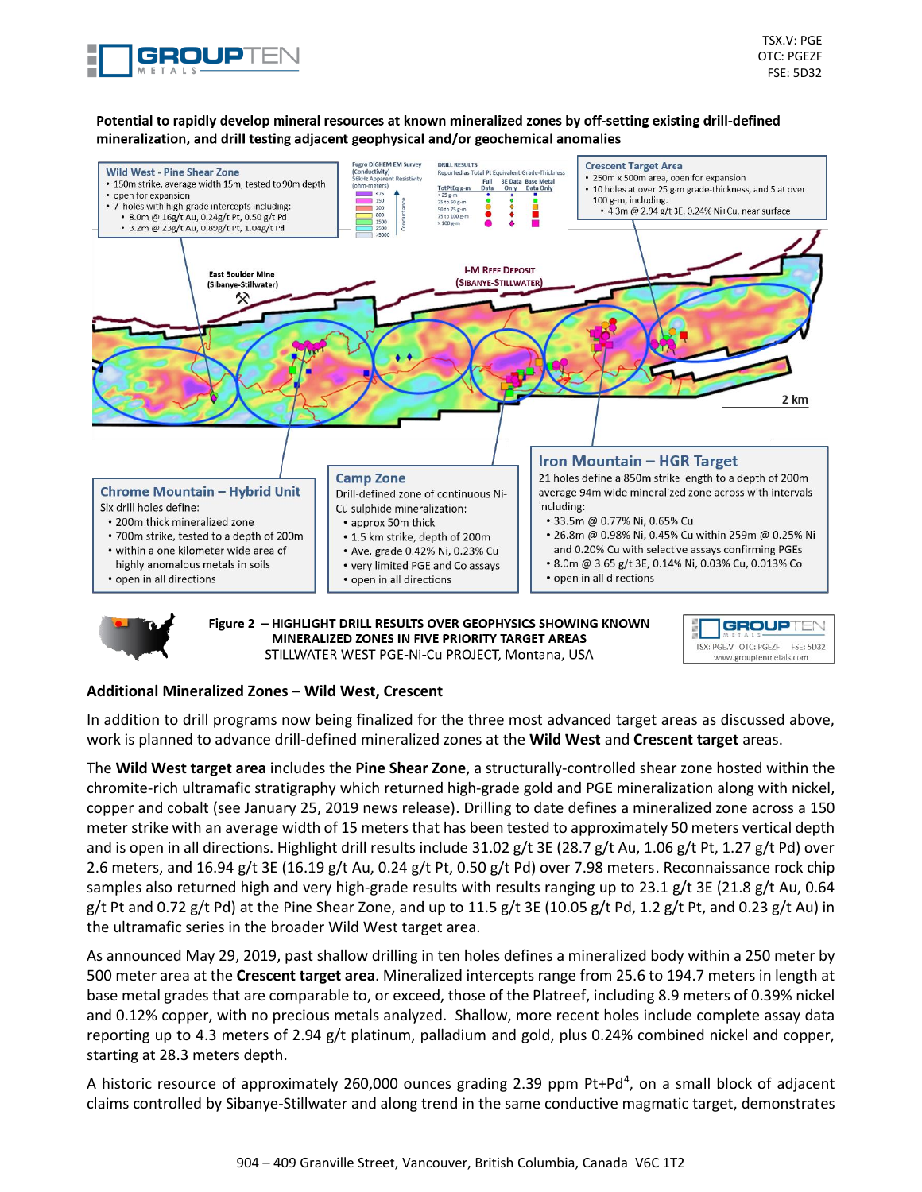**Potential to rapidly develop mineral resources at known mineralized zones by off-setting existing drill-defined mineralization, and drill testing adjacent geophysical and/or geochemical anomalies**

**Wild West - Pine Shear Zone**
- 150m strike, average width 15m, tested to 90m depth
- open for expansion
- 7 holes with high-grade intercepts including:
  - 8.0m @ 16g/t Au, 0.24g/t Pt, 0.50 g/t Pd
  - 3.2m @ 23g/t Au, 0.89g/t Pt, 1.04g/t Pd

**Crescent Target Area**
- 250m x 500m area, open for expansion
- 10 holes at over 25 g-m grade-thickness, and 5 at over 100 g-m, including:
  - 4.3m @ 2.94 g/t 3E, 0.24% Ni+Cu, near surface

**Chrome Mountain – Hybrid Unit**
Six drill holes define:
- 200m thick mineralized zone
- 700m strike, tested to a depth of 200m
- within a one kilometer wide area of highly anomalous metals in soils
- open in all directions

**Camp Zone**
Drill-defined zone of continuous Ni-Cu sulphide mineralization:
- approx 50m thick
- 1.5 km strike, depth of 200m
- Ave. grade 0.42% Ni, 0.23% Cu
- very limited PGE and Co assays
- open in all directions

**Iron Mountain – HGR Target**
21 holes define a 850m strike length to a depth of 200m average 94m wide mineralized zone across with intervals including:
- 33.5m @ 0.77% Ni, 0.65% Cu
- 26.8m @ 0.98% Ni, 0.45% Cu within 259m @ 0.25% Ni and 0.20% Cu with select ve assays confirming PGEs
- 8.0m @ 3.65 g/t 3E, 0.14% Ni, 0.03% Cu, 0.013% Co
- open in all directions

**Figure 2 – HIGHLIGHT DRILL RESULTS OVER GEOPHYSICS SHOWING KNOWN MINERALIZED ZONES IN FIVE PRIORITY TARGET AREAS**
STILLWATER WEST PGE-Ni-Cu PROJECT, Montana, USA

### Additional Mineralized Zones – Wild West, Crescent

In addition to drill programs now being finalized for the three most advanced target areas as discussed above, work is planned to advance drill-defined mineralized zones at the **Wild West** and **Crescent target** areas.

The **Wild West target area** includes the **Pine Shear Zone**, a structurally-controlled shear zone hosted within the chromite-rich ultramafic stratigraphy which returned high-grade gold and PGE mineralization along with nickel, copper and cobalt (see January 25, 2019 news release). Drilling to date defines a mineralized zone across a 150 meter strike with an average width of 15 meters that has been tested to approximately 50 meters vertical depth and is open in all directions. Highlight drill results include 31.02 g/t 3E (28.7 g/t Au, 1.06 g/t Pt, 1.27 g/t Pd) over 2.6 meters, and 16.94 g/t 3E (16.19 g/t Au, 0.24 g/t Pt, 0.50 g/t Pd) over 7.98 meters. Reconnaissance rock chip samples also returned high and very high-grade results with results ranging up to 23.1 g/t 3E (21.8 g/t Au, 0.64 g/t Pt and 0.72 g/t Pd) at the Pine Shear Zone, and up to 11.5 g/t 3E (10.05 g/t Pd, 1.2 g/t Pt, and 0.23 g/t Au) in the ultramafic series in the broader Wild West target area.

As announced May 29, 2019, past shallow drilling in ten holes defines a mineralized body within a 250 meter by 500 meter area at the **Crescent target area**. Mineralized intercepts range from 25.6 to 194.7 meters in length at base metal grades that are comparable to, or exceed, those of the Platreef, including 8.9 meters of 0.39% nickel and 0.12% copper, with no precious metals analyzed. Shallow, more recent holes include complete assay data reporting up to 4.3 meters of 2.94 g/t platinum, palladium and gold, plus 0.24% combined nickel and copper, starting at 28.3 meters depth.

A historic resource of approximately 260,000 ounces grading 2.39 ppm Pt+Pd[4], on a small block of adjacent claims controlled by Sibanye-Stillwater and along trend in the same conductive magmatic target, demonstrates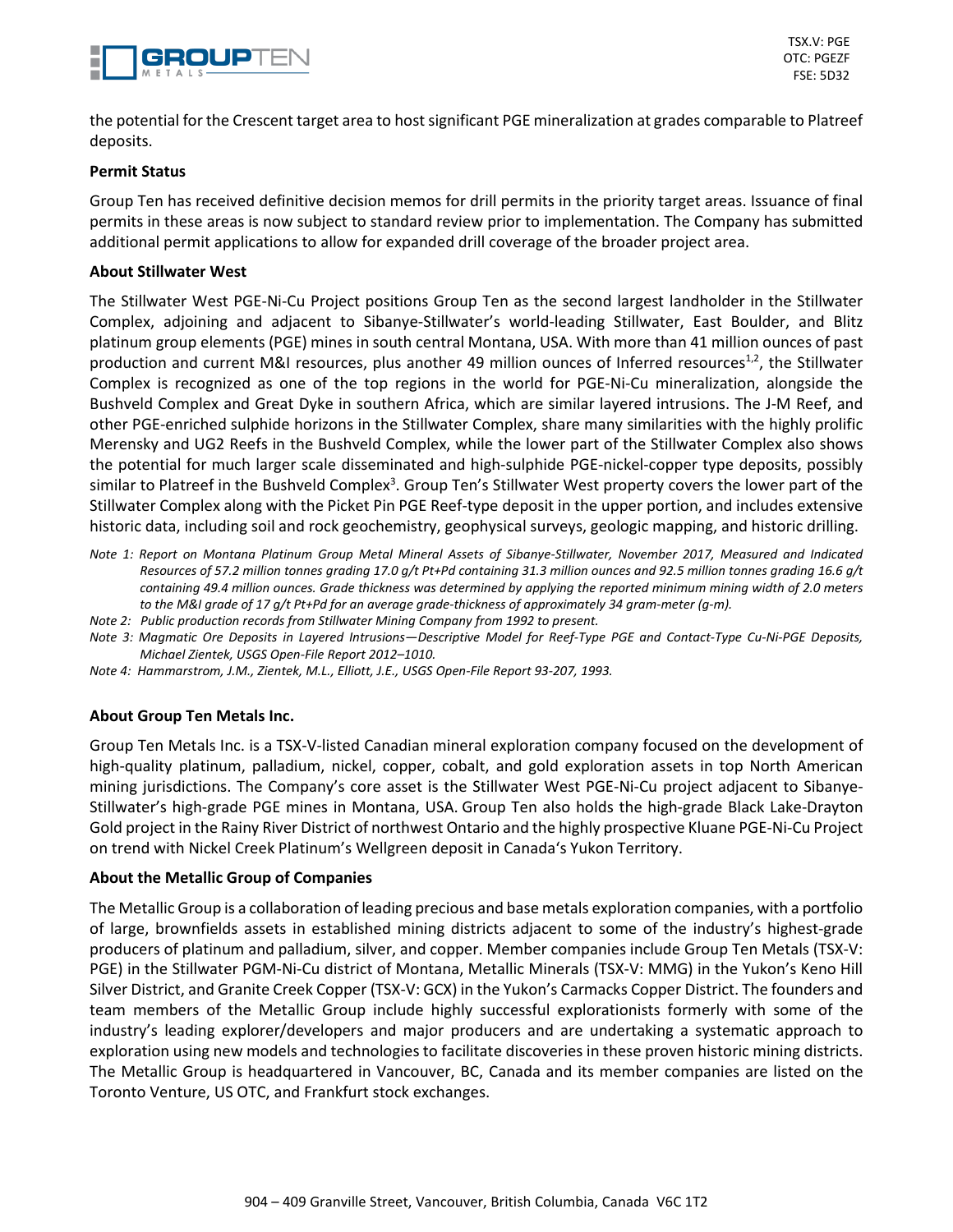the potential for the Crescent target area to host significant PGE mineralization at grades comparable to Platreef deposits.

**Permit Status**

Group Ten has received definitive decision memos for drill permits in the priority target areas. Issuance of final permits in these areas is now subject to standard review prior to implementation. The Company has submitted additional permit applications to allow for expanded drill coverage of the broader project area.

**About Stillwater West**

The Stillwater West PGE-Ni-Cu Project positions Group Ten as the second largest landholder in the Stillwater Complex, adjoining and adjacent to Sibanye-Stillwater's world-leading Stillwater, East Boulder, and Blitz platinum group elements (PGE) mines in south central Montana, USA. With more than 41 million ounces of past production and current M&I resources, plus another 49 million ounces of Inferred resources[1,2], the Stillwater Complex is recognized as one of the top regions in the world for PGE-Ni-Cu mineralization, alongside the Bushveld Complex and Great Dyke in southern Africa, which are similar layered intrusions. The J-M Reef, and other PGE-enriched sulphide horizons in the Stillwater Complex, share many similarities with the highly prolific Merensky and UG2 Reefs in the Bushveld Complex, while the lower part of the Stillwater Complex also shows the potential for much larger scale disseminated and high-sulphide PGE-nickel-copper type deposits, possibly similar to Platreef in the Bushveld Complex[3]. Group Ten's Stillwater West property covers the lower part of the Stillwater Complex along with the Picket Pin PGE Reef-type deposit in the upper portion, and includes extensive historic data, including soil and rock geochemistry, geophysical surveys, geologic mapping, and historic drilling.

*Note 1: Report on Montana Platinum Group Metal Mineral Assets of Sibanye-Stillwater, November 2017, Measured and Indicated Resources of 57.2 million tonnes grading 17.0 g/t Pt+Pd containing 31.3 million ounces and 92.5 million tonnes grading 16.6 g/t containing 49.4 million ounces. Grade thickness was determined by applying the reported minimum mining width of 2.0 meters to the M&I grade of 17 g/t Pt+Pd for an average grade-thickness of approximately 34 gram-meter (g-m).*

*Note 2: Public production records from Stillwater Mining Company from 1992 to present.*

*Note 3: Magmatic Ore Deposits in Layered Intrusions—Descriptive Model for Reef-Type PGE and Contact-Type Cu-Ni-PGE Deposits, Michael Zientek, USGS Open-File Report 2012–1010.*

*Note 4: Hammarstrom, J.M., Zientek, M.L., Elliott, J.E., USGS Open-File Report 93-207, 1993.*

**About Group Ten Metals Inc.**

Group Ten Metals Inc. is a TSX-V-listed Canadian mineral exploration company focused on the development of high-quality platinum, palladium, nickel, copper, cobalt, and gold exploration assets in top North American mining jurisdictions. The Company's core asset is the Stillwater West PGE-Ni-Cu project adjacent to Sibanye-Stillwater's high-grade PGE mines in Montana, USA. Group Ten also holds the high-grade Black Lake-Drayton Gold project in the Rainy River District of northwest Ontario and the highly prospective Kluane PGE-Ni-Cu Project on trend with Nickel Creek Platinum's Wellgreen deposit in Canada's Yukon Territory.

**About the Metallic Group of Companies**

The Metallic Group is a collaboration of leading precious and base metals exploration companies, with a portfolio of large, brownfields assets in established mining districts adjacent to some of the industry's highest-grade producers of platinum and palladium, silver, and copper. Member companies include Group Ten Metals (TSX-V: PGE) in the Stillwater PGM-Ni-Cu district of Montana, Metallic Minerals (TSX-V: MMG) in the Yukon's Keno Hill Silver District, and Granite Creek Copper (TSX-V: GCX) in the Yukon's Carmacks Copper District. The founders and team members of the Metallic Group include highly successful explorationists formerly with some of the industry's leading explorer/developers and major producers and are undertaking a systematic approach to exploration using new models and technologies to facilitate discoveries in these proven historic mining districts. The Metallic Group is headquartered in Vancouver, BC, Canada and its member companies are listed on the Toronto Venture, US OTC, and Frankfurt stock exchanges.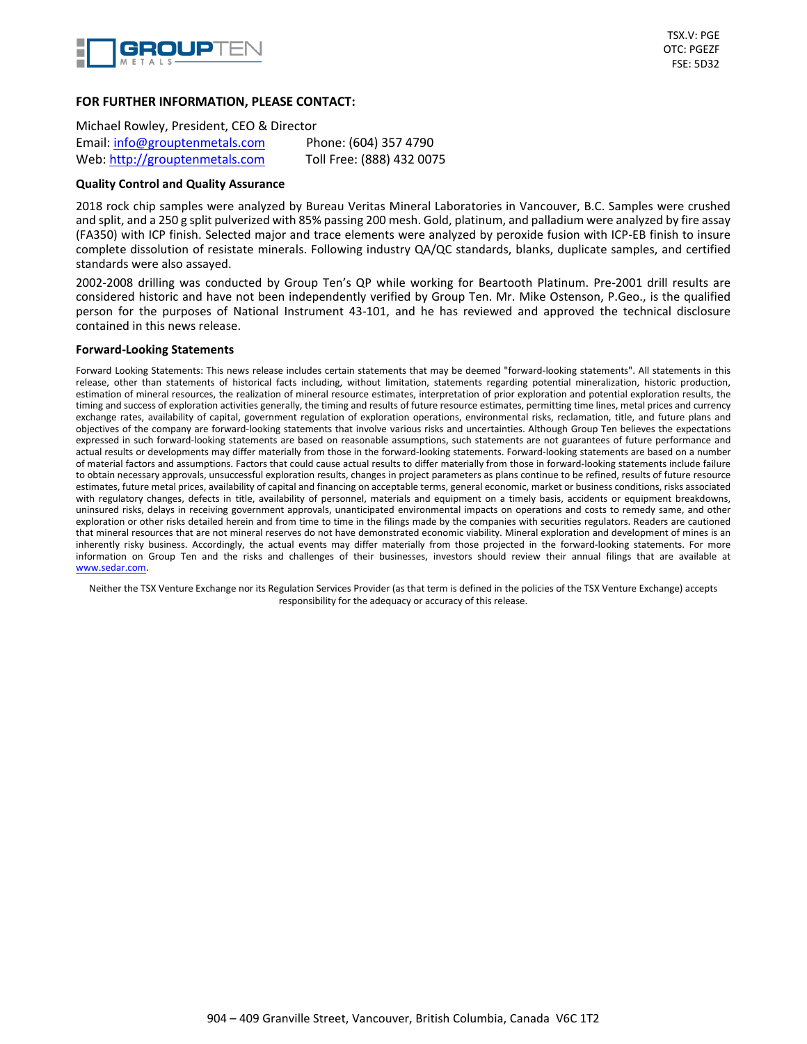**FOR FURTHER INFORMATION, PLEASE CONTACT:**

Michael Rowley, President, CEO & Director
Email: info@grouptenmetals.com Phone: (604) 357 4790
Web: http://grouptenmetals.com Toll Free: (888) 432 0075

**Quality Control and Quality Assurance**

2018 rock chip samples were analyzed by Bureau Veritas Mineral Laboratories in Vancouver, B.C. Samples were crushed and split, and a 250 g split pulverized with 85% passing 200 mesh. Gold, platinum, and palladium were analyzed by fire assay (FA350) with ICP finish. Selected major and trace elements were analyzed by peroxide fusion with ICP-EB finish to insure complete dissolution of resistate minerals. Following industry QA/QC standards, blanks, duplicate samples, and certified standards were also assayed.

2002-2008 drilling was conducted by Group Ten's QP while working for Beartooth Platinum. Pre-2001 drill results are considered historic and have not been independently verified by Group Ten. Mr. Mike Ostenson, P.Geo., is the qualified person for the purposes of National Instrument 43-101, and he has reviewed and approved the technical disclosure contained in this news release.

**Forward-Looking Statements**

Forward Looking Statements: This news release includes certain statements that may be deemed "forward-looking statements". All statements in this release, other than statements of historical facts including, without limitation, statements regarding potential mineralization, historic production, estimation of mineral resources, the realization of mineral resource estimates, interpretation of prior exploration and potential exploration results, the timing and success of exploration activities generally, the timing and results of future resource estimates, permitting time lines, metal prices and currency exchange rates, availability of capital, government regulation of exploration operations, environmental risks, reclamation, title, and future plans and objectives of the company are forward-looking statements that involve various risks and uncertainties. Although Group Ten believes the expectations expressed in such forward-looking statements are based on reasonable assumptions, such statements are not guarantees of future performance and actual results or developments may differ materially from those in the forward-looking statements. Forward-looking statements are based on a number of material factors and assumptions. Factors that could cause actual results to differ materially from those in forward-looking statements include failure to obtain necessary approvals, unsuccessful exploration results, changes in project parameters as plans continue to be refined, results of future resource estimates, future metal prices, availability of capital and financing on acceptable terms, general economic, market or business conditions, risks associated with regulatory changes, defects in title, availability of personnel, materials and equipment on a timely basis, accidents or equipment breakdowns, uninsured risks, delays in receiving government approvals, unanticipated environmental impacts on operations and costs to remedy same, and other exploration or other risks detailed herein and from time to time in the filings made by the companies with securities regulators. Readers are cautioned that mineral resources that are not mineral reserves do not have demonstrated economic viability. Mineral exploration and development of mines is an inherently risky business. Accordingly, the actual events may differ materially from those projected in the forward-looking statements. For more information on Group Ten and the risks and challenges of their businesses, investors should review their annual filings that are available at www.sedar.com.

Neither the TSX Venture Exchange nor its Regulation Services Provider (as that term is defined in the policies of the TSX Venture Exchange) accepts responsibility for the adequacy or accuracy of this release.